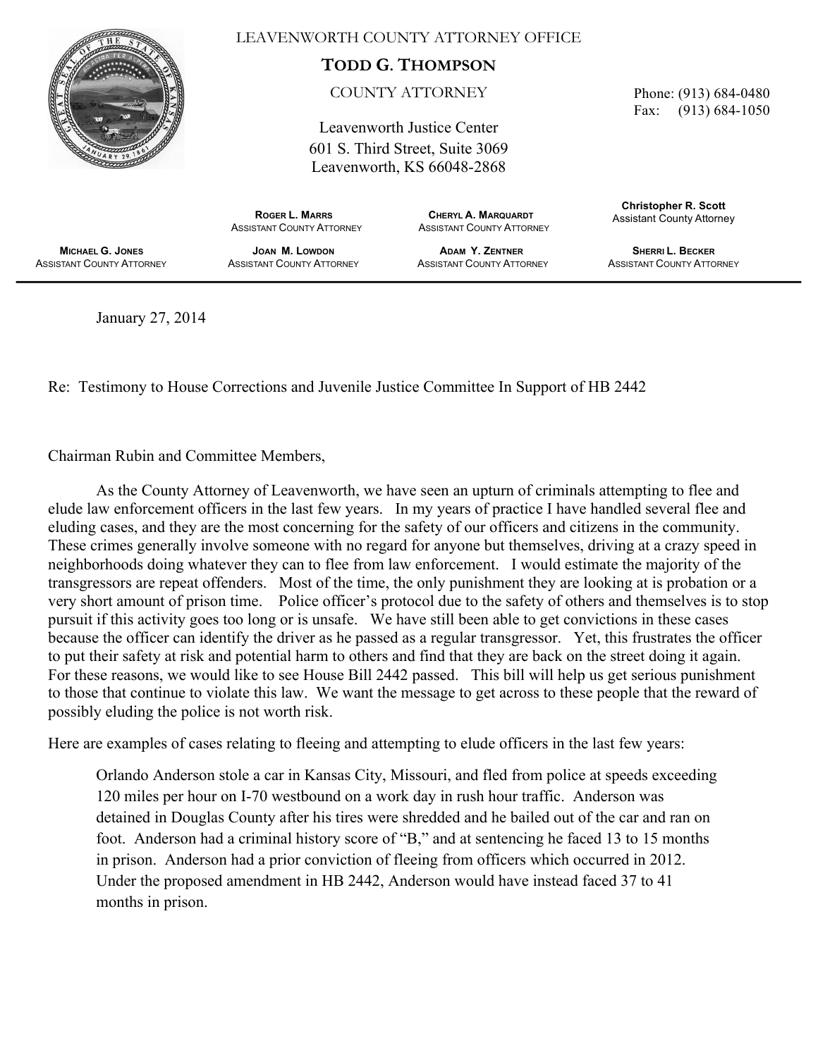LEAVENWORTH COUNTY ATTORNEY OFFICE

**TODD G. THOMPSON**

COUNTY ATTORNEY

Leavenworth Justice Center
601 S. Third Street, Suite 3069
Leavenworth, KS 66048-2868

Phone: (913) 684-0480
Fax: (913) 684-1050

| | | | |
|---|---|---|---|
| | **ROGER L. MARRS**<br>ASSISTANT COUNTY ATTORNEY | **CHERYL A. MARQUARDT**<br>ASSISTANT COUNTY ATTORNEY | **Christopher R. Scott**<br>Assistant County Attorney |
| **MICHAEL G. JONES**<br>ASSISTANT COUNTY ATTORNEY | **JOAN M. LOWDON**<br>ASSISTANT COUNTY ATTORNEY | **ADAM Y. ZENTNER**<br>ASSISTANT COUNTY ATTORNEY | **SHERRI L. BECKER**<br>ASSISTANT COUNTY ATTORNEY |

---

January 27, 2014

Re: Testimony to House Corrections and Juvenile Justice Committee In Support of HB 2442

Chairman Rubin and Committee Members,

As the County Attorney of Leavenworth, we have seen an upturn of criminals attempting to flee and elude law enforcement officers in the last few years. In my years of practice I have handled several flee and eluding cases, and they are the most concerning for the safety of our officers and citizens in the community. These crimes generally involve someone with no regard for anyone but themselves, driving at a crazy speed in neighborhoods doing whatever they can to flee from law enforcement. I would estimate the majority of the transgressors are repeat offenders. Most of the time, the only punishment they are looking at is probation or a very short amount of prison time. Police officer's protocol due to the safety of others and themselves is to stop pursuit if this activity goes too long or is unsafe. We have still been able to get convictions in these cases because the officer can identify the driver as he passed as a regular transgressor. Yet, this frustrates the officer to put their safety at risk and potential harm to others and find that they are back on the street doing it again. For these reasons, we would like to see House Bill 2442 passed. This bill will help us get serious punishment to those that continue to violate this law. We want the message to get across to these people that the reward of possibly eluding the police is not worth risk.

Here are examples of cases relating to fleeing and attempting to elude officers in the last few years:

> Orlando Anderson stole a car in Kansas City, Missouri, and fled from police at speeds exceeding 120 miles per hour on I-70 westbound on a work day in rush hour traffic. Anderson was detained in Douglas County after his tires were shredded and he bailed out of the car and ran on foot. Anderson had a criminal history score of "B," and at sentencing he faced 13 to 15 months in prison. Anderson had a prior conviction of fleeing from officers which occurred in 2012. Under the proposed amendment in HB 2442, Anderson would have instead faced 37 to 41 months in prison.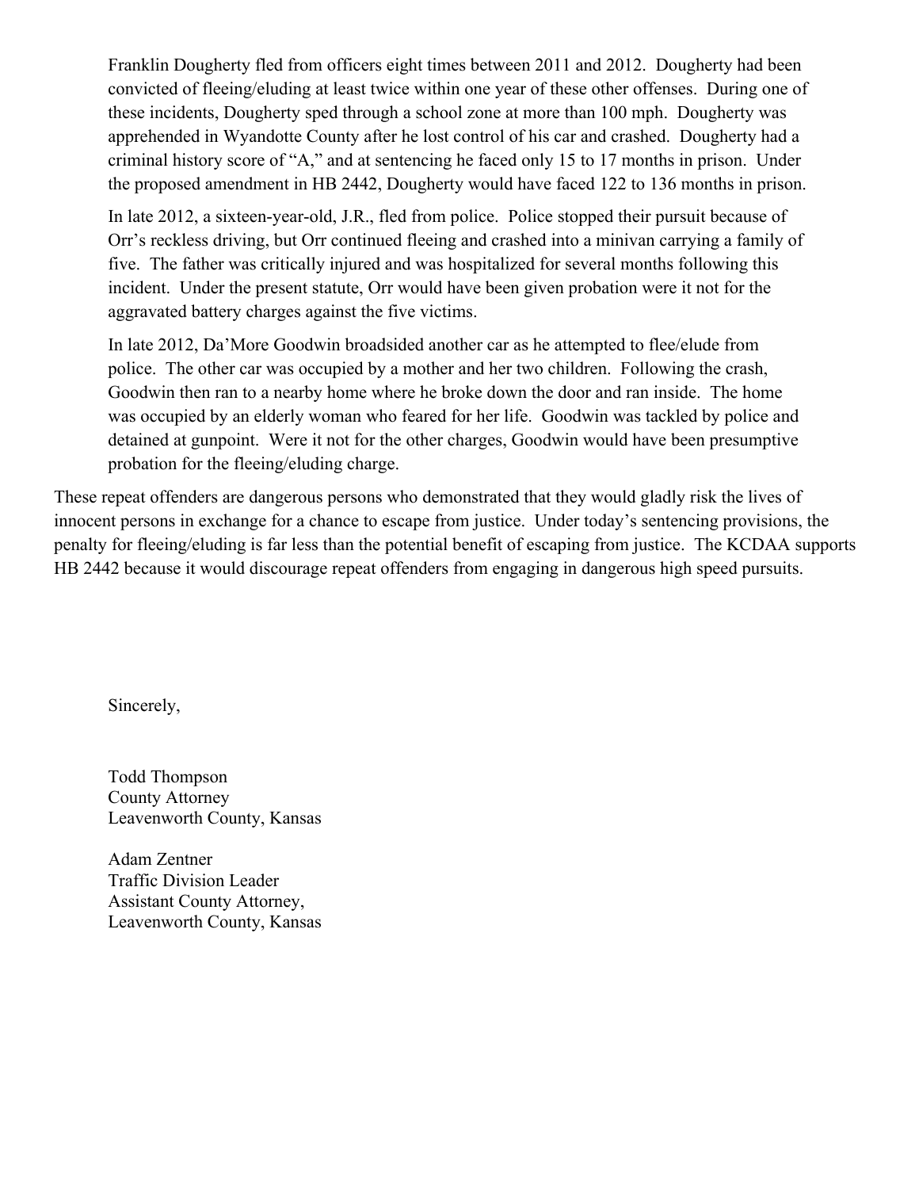Franklin Dougherty fled from officers eight times between 2011 and 2012. Dougherty had been convicted of fleeing/eluding at least twice within one year of these other offenses. During one of these incidents, Dougherty sped through a school zone at more than 100 mph. Dougherty was apprehended in Wyandotte County after he lost control of his car and crashed. Dougherty had a criminal history score of "A," and at sentencing he faced only 15 to 17 months in prison. Under the proposed amendment in HB 2442, Dougherty would have faced 122 to 136 months in prison.

In late 2012, a sixteen-year-old, J.R., fled from police. Police stopped their pursuit because of Orr's reckless driving, but Orr continued fleeing and crashed into a minivan carrying a family of five. The father was critically injured and was hospitalized for several months following this incident. Under the present statute, Orr would have been given probation were it not for the aggravated battery charges against the five victims.

In late 2012, Da'More Goodwin broadsided another car as he attempted to flee/elude from police. The other car was occupied by a mother and her two children. Following the crash, Goodwin then ran to a nearby home where he broke down the door and ran inside. The home was occupied by an elderly woman who feared for her life. Goodwin was tackled by police and detained at gunpoint. Were it not for the other charges, Goodwin would have been presumptive probation for the fleeing/eluding charge.

These repeat offenders are dangerous persons who demonstrated that they would gladly risk the lives of innocent persons in exchange for a chance to escape from justice. Under today's sentencing provisions, the penalty for fleeing/eluding is far less than the potential benefit of escaping from justice. The KCDAA supports HB 2442 because it would discourage repeat offenders from engaging in dangerous high speed pursuits.

Sincerely,

Todd Thompson
County Attorney
Leavenworth County, Kansas

Adam Zentner
Traffic Division Leader
Assistant County Attorney,
Leavenworth County, Kansas